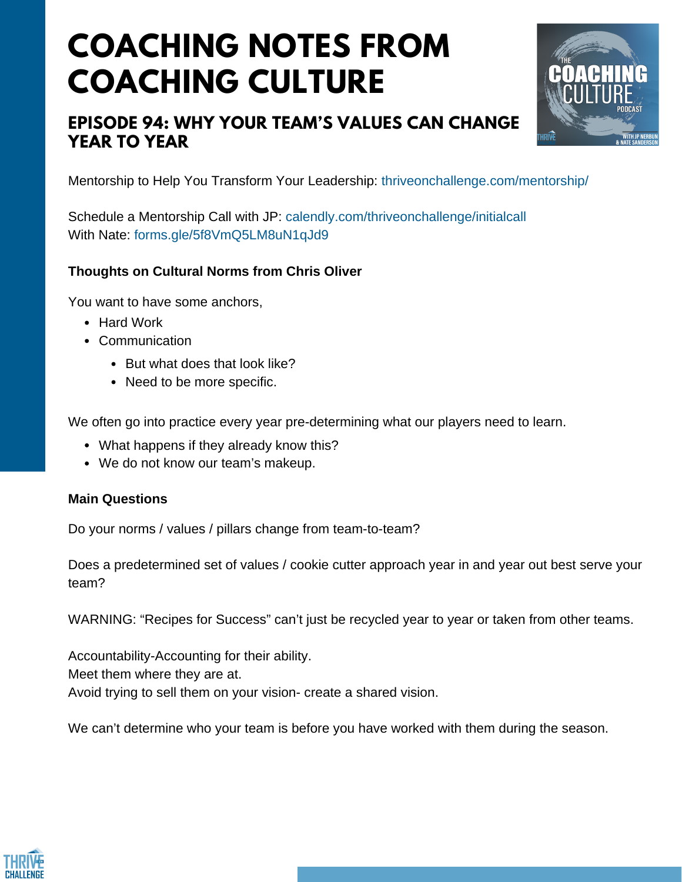# COACHING NOTES FROM COACHING CULTURE

## EPISODE 94: WHY YOUR TEAM'S VALUES CAN CHANGE YEAR TO YEAR

Mentorship to Help You Transform Your Leadership: thriveonchallenge.com/mentorship/

Schedule a Mentorship Call with JP: calendly.com/thriveonchallenge/initialcall
With Nate: forms.gle/5f8VmQ5LM8uN1qJd9

**Thoughts on Cultural Norms from Chris Oliver**

You want to have some anchors,

- Hard Work
- Communication
  - But what does that look like?
  - Need to be more specific.

We often go into practice every year pre-determining what our players need to learn.

- What happens if they already know this?
- We do not know our team's makeup.

**Main Questions**

Do your norms / values / pillars change from team-to-team?

Does a predetermined set of values / cookie cutter approach year in and year out best serve your team?

WARNING: "Recipes for Success" can't just be recycled year to year or taken from other teams.

Accountability-Accounting for their ability.
Meet them where they are at.
Avoid trying to sell them on your vision- create a shared vision.

We can't determine who your team is before you have worked with them during the season.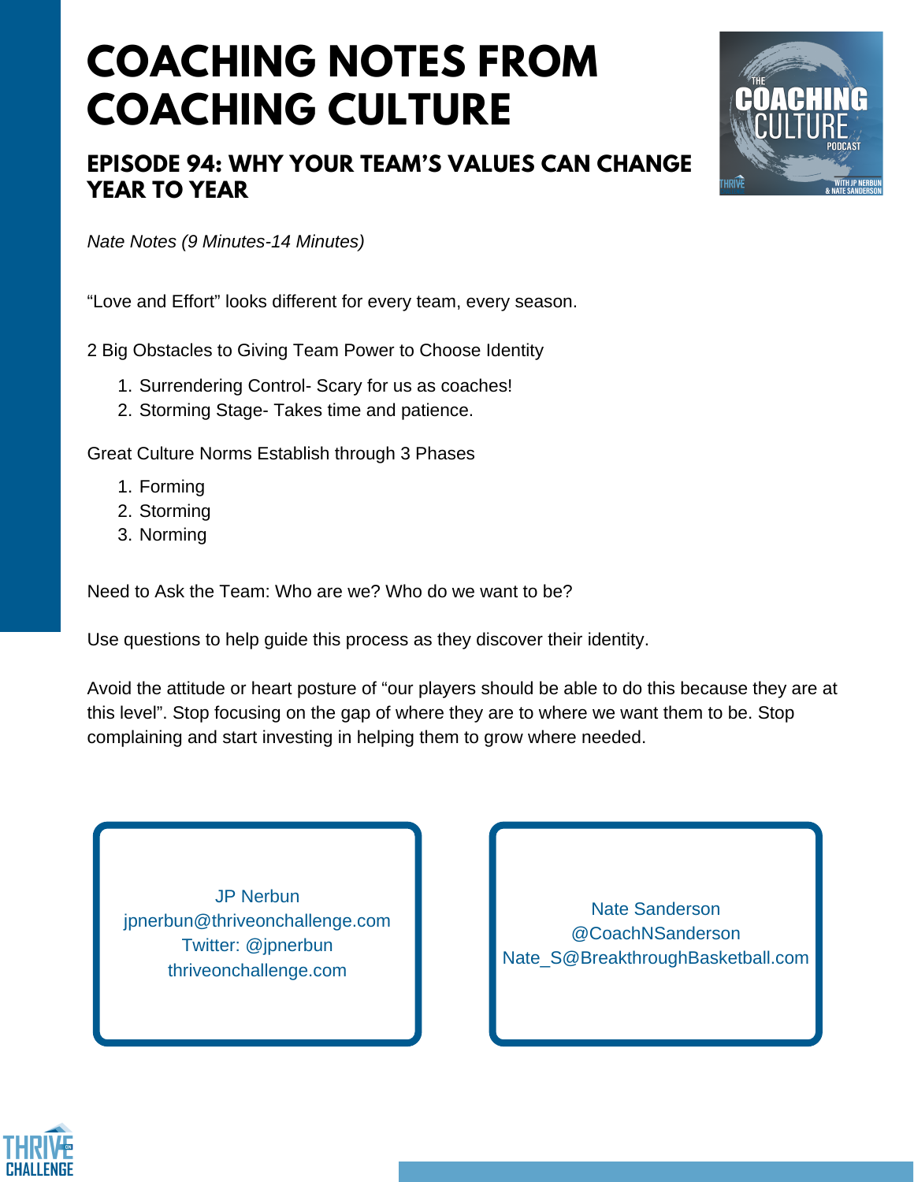# COACHING NOTES FROM COACHING CULTURE

## EPISODE 94: WHY YOUR TEAM'S VALUES CAN CHANGE YEAR TO YEAR

*Nate Notes (9 Minutes-14 Minutes)*

"Love and Effort" looks different for every team, every season.

2 Big Obstacles to Giving Team Power to Choose Identity

1. Surrendering Control- Scary for us as coaches!
2. Storming Stage- Takes time and patience.

Great Culture Norms Establish through 3 Phases

1. Forming
2. Storming
3. Norming

Need to Ask the Team: Who are we? Who do we want to be?

Use questions to help guide this process as they discover their identity.

Avoid the attitude or heart posture of "our players should be able to do this because they are at this level". Stop focusing on the gap of where they are to where we want them to be. Stop complaining and start investing in helping them to grow where needed.

JP Nerbun
jpnerbun@thriveonchallenge.com
Twitter: @jpnerbun
thriveonchallenge.com

Nate Sanderson
@CoachNSanderson
Nate_S@BreakthroughBasketball.com